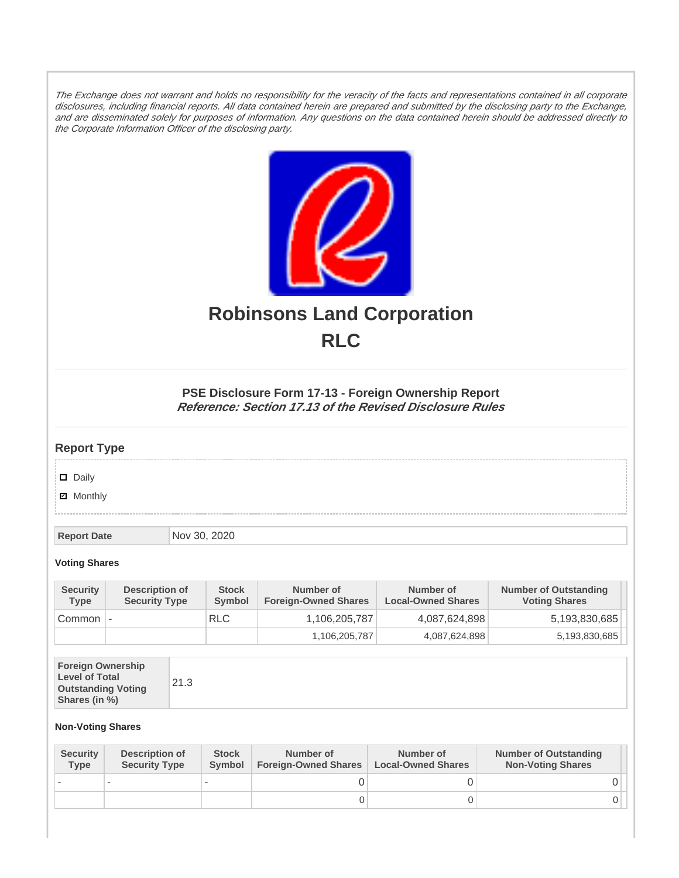*The Exchange does not warrant and holds no responsibility for the veracity of the facts and representations contained in all corporate disclosures, including financial reports. All data contained herein are prepared and submitted by the disclosing party to the Exchange, and are disseminated solely for purposes of information. Any questions on the data contained herein should be addressed directly to the Corporate Information Officer of the disclosing party.*

# Robinsons Land Corporation
# RLC

### PSE Disclosure Form 17-13 - Foreign Ownership Report
***Reference: Section 17.13 of the Revised Disclosure Rules***

## Report Type

- ☐ Daily
- ☑ Monthly

| Report Date | Nov 30, 2020 |
|---|---|

**Voting Shares**

| Security Type | Description of Security Type | Stock Symbol | Number of Foreign-Owned Shares | Number of Local-Owned Shares | Number of Outstanding Voting Shares |
|---|---|---|---|---|---|
| Common | - | RLC | 1,106,205,787 | 4,087,624,898 | 5,193,830,685 |
| | | | 1,106,205,787 | 4,087,624,898 | 5,193,830,685 |

| Foreign Ownership Level of Total Outstanding Voting Shares (in %) | 21.3 |
|---|---|

**Non-Voting Shares**

| Security Type | Description of Security Type | Stock Symbol | Number of Foreign-Owned Shares | Number of Local-Owned Shares | Number of Outstanding Non-Voting Shares |
|---|---|---|---|---|---|
| - | - | - | 0 | 0 | 0 |
| | | | 0 | 0 | 0 |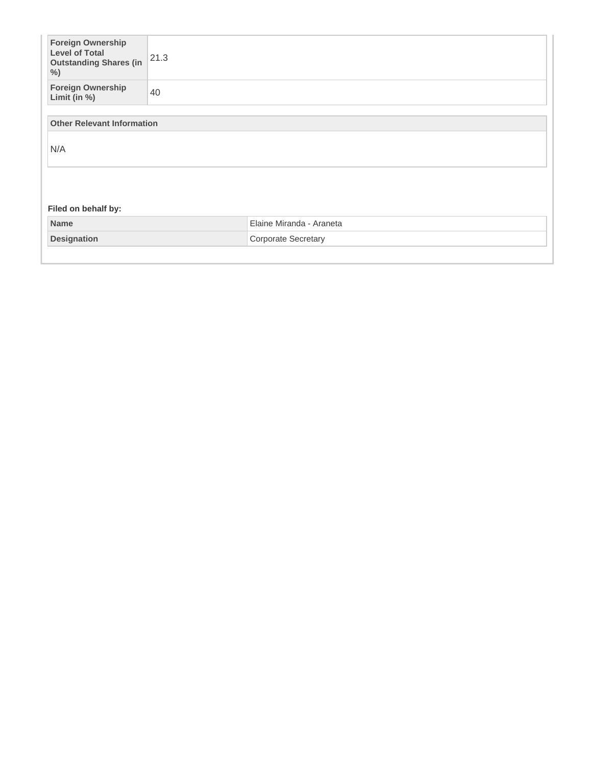| | |
|---|---|
| **Foreign Ownership Level of Total Outstanding Shares (in %)** | 21.3 |
| **Foreign Ownership Limit (in %)** | 40 |

| **Other Relevant Information** |
|---|
| N/A |

**Filed on behalf by:**

| | |
|---|---|
| **Name** | Elaine Miranda - Araneta |
| **Designation** | Corporate Secretary |